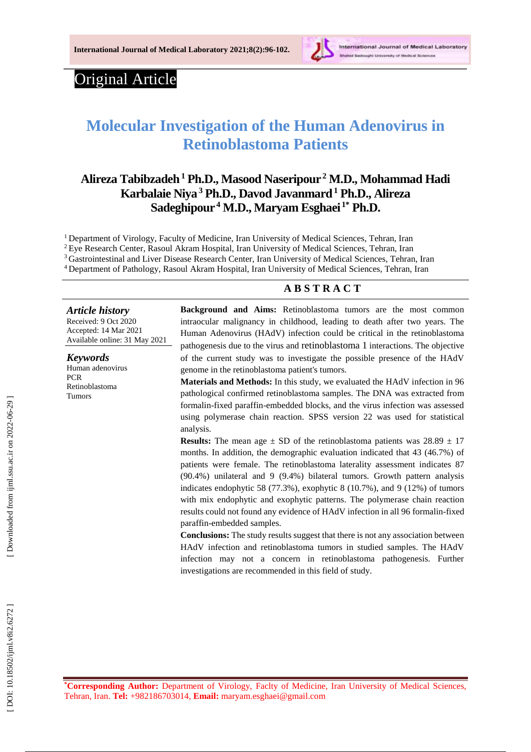Original Article

# Molecular Investigation of the Human Adenovirus in Retinoblastoma Patients

**Alireza Tabibzadeh [1] Ph.D., Masood Naseripour [2] M.D., Mohammad Hadi Karbalaie Niya [3] Ph.D., Davod Javanmard [1] Ph.D., Alireza Sadeghipour [4] M.D., Maryam Esghaei [1*] Ph.D.**

[1] Department of Virology, Faculty of Medicine, Iran University of Medical Sciences, Tehran, Iran
[2] Eye Research Center, Rasoul Akram Hospital, Iran University of Medical Sciences, Tehran, Iran
[3] Gastrointestinal and Liver Disease Research Center, Iran University of Medical Sciences, Tehran, Iran
[4] Department of Pathology, Rasoul Akram Hospital, Iran University of Medical Sciences, Tehran, Iran

***Article history***
Received: 9 Oct 2020
Accepted: 14 Mar 2021
Available online: 31 May 2021

***Keywords***
Human adenovirus
PCR
Retinoblastoma
Tumors

## ABSTRACT

**Background and Aims:** Retinoblastoma tumors are the most common intraocular malignancy in childhood, leading to death after two years. The Human Adenovirus (HAdV) infection could be critical in the retinoblastoma pathogenesis due to the virus and retinoblastoma 1 interactions. The objective of the current study was to investigate the possible presence of the HAdV genome in the retinoblastoma patient's tumors.

**Materials and Methods:** In this study, we evaluated the HAdV infection in 96 pathological confirmed retinoblastoma samples. The DNA was extracted from formalin-fixed paraffin-embedded blocks, and the virus infection was assessed using polymerase chain reaction. SPSS version 22 was used for statistical analysis.

**Results:** The mean age ± SD of the retinoblastoma patients was 28.89 ± 17 months. In addition, the demographic evaluation indicated that 43 (46.7%) of patients were female. The retinoblastoma laterality assessment indicates 87 (90.4%) unilateral and 9 (9.4%) bilateral tumors. Growth pattern analysis indicates endophytic 58 (77.3%), exophytic 8 (10.7%), and 9 (12%) of tumors with mix endophytic and exophytic patterns. The polymerase chain reaction results could not found any evidence of HAdV infection in all 96 formalin-fixed paraffin-embedded samples.

**Conclusions:** The study results suggest that there is not any association between HAdV infection and retinoblastoma tumors in studied samples. The HAdV infection may not a concern in retinoblastoma pathogenesis. Further investigations are recommended in this field of study.

[*]**Corresponding Author:** Department of Virology, Faclty of Medicine, Iran University of Medical Sciences, Tehran, Iran. **Tel:** +982186703014, **Email:** maryam.esghaei@gmail.com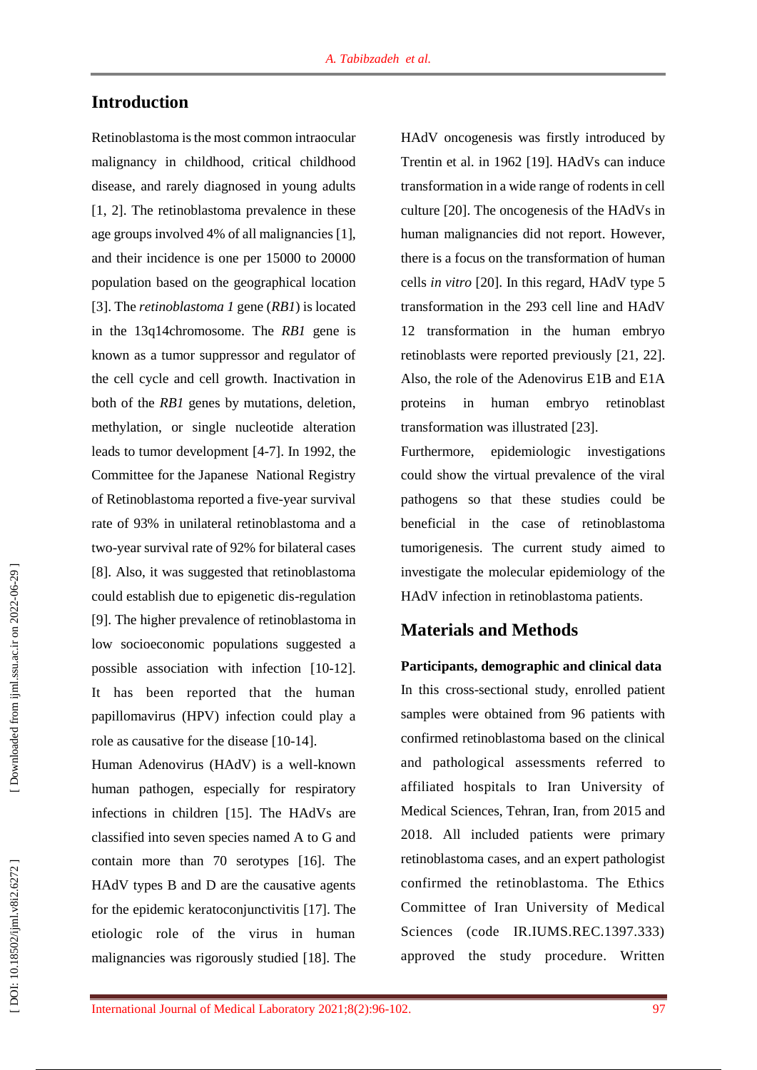## Introduction

Retinoblastoma is the most common intraocular malignancy in childhood, critical childhood disease, and rarely diagnosed in young adults [1, 2]. The retinoblastoma prevalence in these age groups involved 4% of all malignancies [1], and their incidence is one per 15000 to 20000 population based on the geographical location [3]. The *retinoblastoma 1* gene (*RB1*) is located in the 13q14chromosome. The *RB1* gene is known as a tumor suppressor and regulator of the cell cycle and cell growth. Inactivation in both of the *RB1* genes by mutations, deletion, methylation, or single nucleotide alteration leads to tumor development [4-7]. In 1992, the Committee for the Japanese National Registry of Retinoblastoma reported a five-year survival rate of 93% in unilateral retinoblastoma and a two-year survival rate of 92% for bilateral cases [8]. Also, it was suggested that retinoblastoma could establish due to epigenetic dis-regulation [9]. The higher prevalence of retinoblastoma in low socioeconomic populations suggested a possible association with infection [10-12]. It has been reported that the human papillomavirus (HPV) infection could play a role as causative for the disease [10-14].

Human Adenovirus (HAdV) is a well-known human pathogen, especially for respiratory infections in children [15]. The HAdVs are classified into seven species named A to G and contain more than 70 serotypes [16]. The HAdV types B and D are the causative agents for the epidemic keratoconjunctivitis [17]. The etiologic role of the virus in human malignancies was rigorously studied [18]. The HAdV oncogenesis was firstly introduced by Trentin et al. in 1962 [19]. HAdVs can induce transformation in a wide range of rodents in cell culture [20]. The oncogenesis of the HAdVs in human malignancies did not report. However, there is a focus on the transformation of human cells *in vitro* [20]. In this regard, HAdV type 5 transformation in the 293 cell line and HAdV 12 transformation in the human embryo retinoblasts were reported previously [21, 22]. Also, the role of the Adenovirus E1B and E1A proteins in human embryo retinoblast transformation was illustrated [23].

Furthermore, epidemiologic investigations could show the virtual prevalence of the viral pathogens so that these studies could be beneficial in the case of retinoblastoma tumorigenesis. The current study aimed to investigate the molecular epidemiology of the HAdV infection in retinoblastoma patients.

## Materials and Methods

**Participants, demographic and clinical data**

In this cross-sectional study, enrolled patient samples were obtained from 96 patients with confirmed retinoblastoma based on the clinical and pathological assessments referred to affiliated hospitals to Iran University of Medical Sciences, Tehran, Iran, from 2015 and 2018. All included patients were primary retinoblastoma cases, and an expert pathologist confirmed the retinoblastoma. The Ethics Committee of Iran University of Medical Sciences (code IR.IUMS.REC.1397.333) approved the study procedure. Written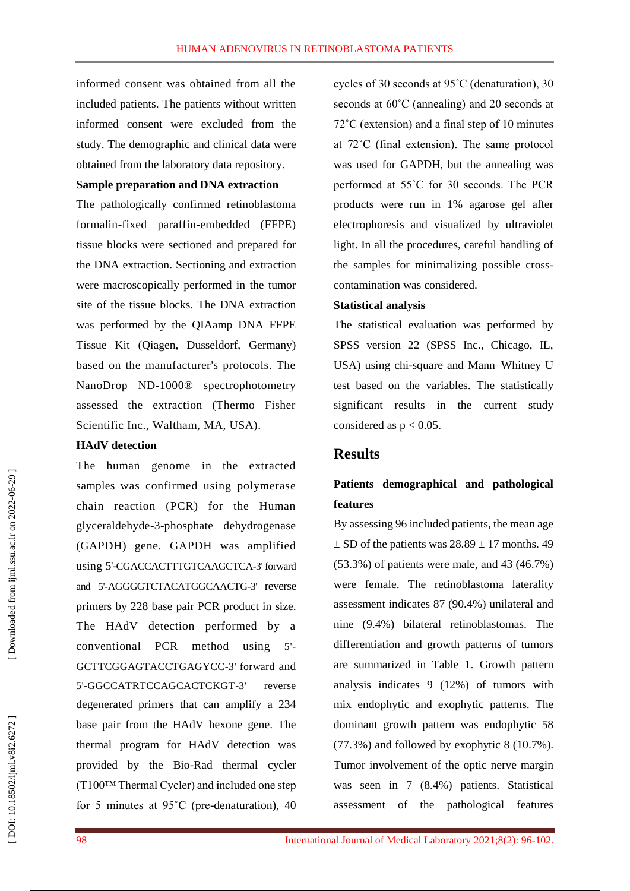informed consent was obtained from all the included patients. The patients without written informed consent were excluded from the study. The demographic and clinical data were obtained from the laboratory data repository.

**Sample preparation and DNA extraction**

The pathologically confirmed retinoblastoma formalin-fixed paraffin-embedded (FFPE) tissue blocks were sectioned and prepared for the DNA extraction. Sectioning and extraction were macroscopically performed in the tumor site of the tissue blocks. The DNA extraction was performed by the QIAamp DNA FFPE Tissue Kit (Qiagen, Dusseldorf, Germany) based on the manufacturer's protocols. The NanoDrop ND-1000® spectrophotometry assessed the extraction (Thermo Fisher Scientific Inc., Waltham, MA, USA).

**HAdV detection**

The human genome in the extracted samples was confirmed using polymerase chain reaction (PCR) for the Human glyceraldehyde-3-phosphate dehydrogenase (GAPDH) gene. GAPDH was amplified using 5'-CGACCACTTTGTCAAGCTCA-3' forward and 5'-AGGGGTCTACATGGCAACTG-3' reverse primers by 228 base pair PCR product in size. The HAdV detection performed by a conventional PCR method using 5'-GCTTCGGAGTACCTGAGYCC-3' forward and 5'-GGCCATRTCCAGCACTCKGT-3' reverse degenerated primers that can amplify a 234 base pair from the HAdV hexone gene. The thermal program for HAdV detection was provided by the Bio-Rad thermal cycler (T100™ Thermal Cycler) and included one step for 5 minutes at 95˚C (pre-denaturation), 40 cycles of 30 seconds at 95˚C (denaturation), 30 seconds at 60˚C (annealing) and 20 seconds at 72˚C (extension) and a final step of 10 minutes at 72˚C (final extension). The same protocol was used for GAPDH, but the annealing was performed at 55˚C for 30 seconds. The PCR products were run in 1% agarose gel after electrophoresis and visualized by ultraviolet light. In all the procedures, careful handling of the samples for minimalizing possible cross-contamination was considered.

**Statistical analysis**

The statistical evaluation was performed by SPSS version 22 (SPSS Inc., Chicago, IL, USA) using chi-square and Mann–Whitney U test based on the variables. The statistically significant results in the current study considered as $p < 0.05$.

## Results

**Patients demographical and pathological features**

By assessing 96 included patients, the mean age ± SD of the patients was 28.89 ± 17 months. 49 (53.3%) of patients were male, and 43 (46.7%) were female. The retinoblastoma laterality assessment indicates 87 (90.4%) unilateral and nine (9.4%) bilateral retinoblastomas. The differentiation and growth patterns of tumors are summarized in Table 1. Growth pattern analysis indicates 9 (12%) of tumors with mix endophytic and exophytic patterns. The dominant growth pattern was endophytic 58 (77.3%) and followed by exophytic 8 (10.7%). Tumor involvement of the optic nerve margin was seen in 7 (8.4%) patients. Statistical assessment of the pathological features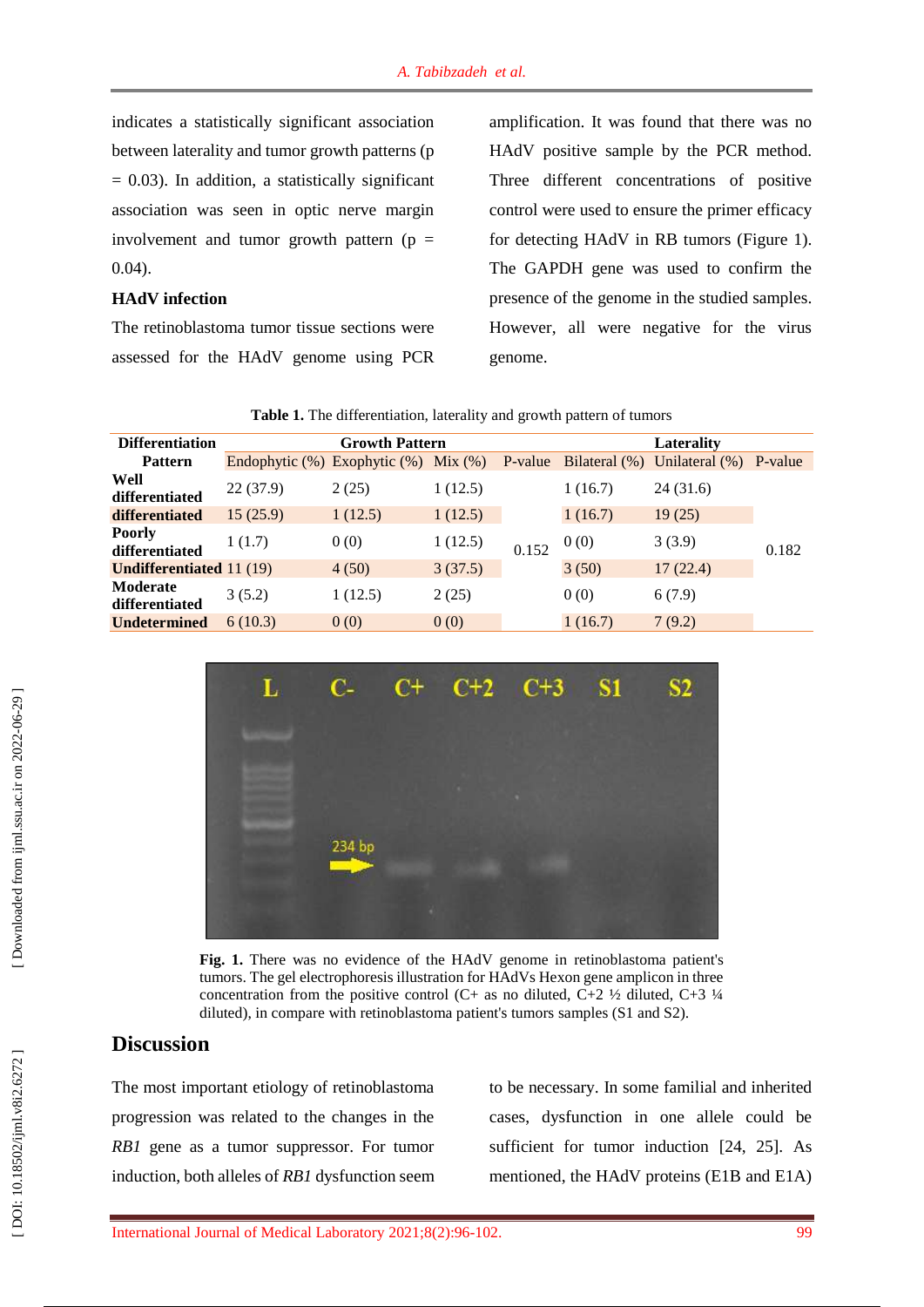indicates a statistically significant association between laterality and tumor growth patterns (p = 0.03). In addition, a statistically significant association was seen in optic nerve margin involvement and tumor growth pattern (p = 0.04).

**HAdV infection**

The retinoblastoma tumor tissue sections were assessed for the HAdV genome using PCR amplification. It was found that there was no HAdV positive sample by the PCR method. Three different concentrations of positive control were used to ensure the primer efficacy for detecting HAdV in RB tumors (Figure 1). The GAPDH gene was used to confirm the presence of the genome in the studied samples. However, all were negative for the virus genome.

**Table 1.** The differentiation, laterality and growth pattern of tumors

| Differentiation Pattern | Growth Pattern | | | | Laterality | | |
|---|---|---|---|---|---|---|---|
| | Endophytic (%) | Exophytic (%) | Mix (%) | P-value | Bilateral (%) | Unilateral (%) | P-value |
| **Well differentiated** | 22 (37.9) | 2 (25) | 1 (12.5) | 0.152 | 1 (16.7) | 24 (31.6) | 0.182 |
| **differentiated** | 15 (25.9) | 1 (12.5) | 1 (12.5) | | 1 (16.7) | 19 (25) | |
| **Poorly differentiated** | 1 (1.7) | 0 (0) | 1 (12.5) | | 0 (0) | 3 (3.9) | |
| **Undifferentiated** | 11 (19) | 4 (50) | 3 (37.5) | | 3 (50) | 17 (22.4) | |
| **Moderate differentiated** | 3 (5.2) | 1 (12.5) | 2 (25) | | 0 (0) | 6 (7.9) | |
| **Undetermined** | 6 (10.3) | 0 (0) | 0 (0) | | 1 (16.7) | 7 (9.2) | |

**Fig. 1.** There was no evidence of the HAdV genome in retinoblastoma patient's tumors. The gel electrophoresis illustration for HAdVs Hexon gene amplicon in three concentration from the positive control (C+ as no diluted, C+2 ½ diluted, C+3 ¼ diluted), in compare with retinoblastoma patient's tumors samples (S1 and S2).

## Discussion

The most important etiology of retinoblastoma progression was related to the changes in the *RB1* gene as a tumor suppressor. For tumor induction, both alleles of *RB1* dysfunction seem to be necessary. In some familial and inherited cases, dysfunction in one allele could be sufficient for tumor induction [24, 25]. As mentioned, the HAdV proteins (E1B and E1A)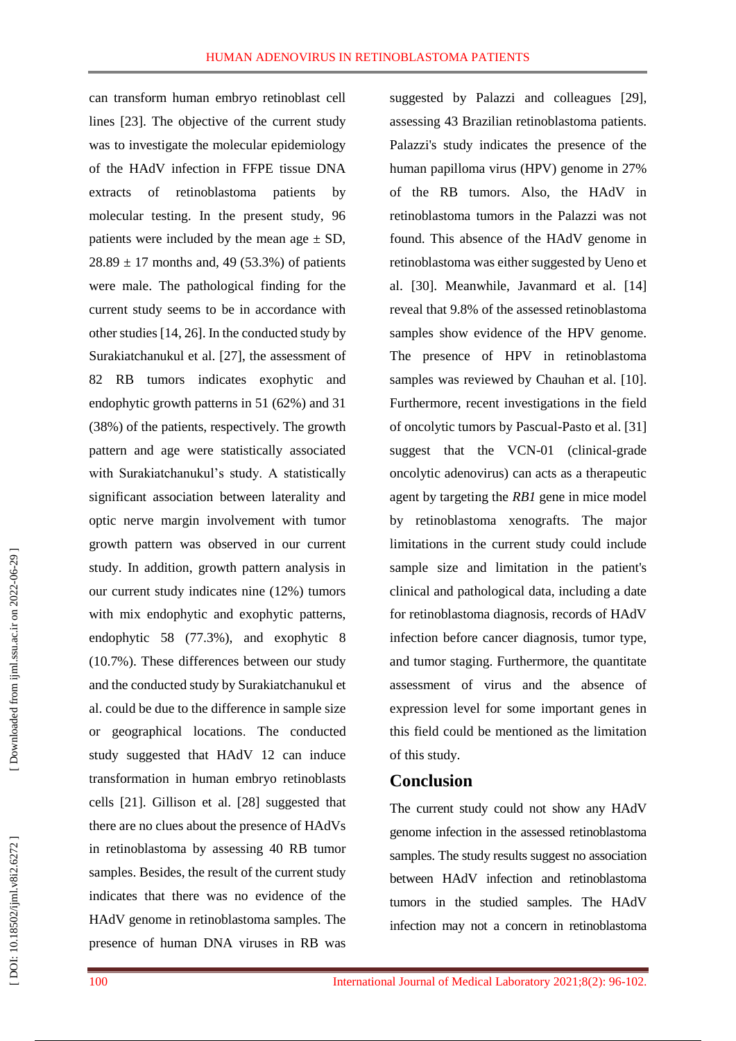can transform human embryo retinoblast cell lines [23]. The objective of the current study was to investigate the molecular epidemiology of the HAdV infection in FFPE tissue DNA extracts of retinoblastoma patients by molecular testing. In the present study, 96 patients were included by the mean age ± SD, 28.89 ± 17 months and, 49 (53.3%) of patients were male. The pathological finding for the current study seems to be in accordance with other studies [14, 26]. In the conducted study by Surakiatchanukul et al. [27], the assessment of 82 RB tumors indicates exophytic and endophytic growth patterns in 51 (62%) and 31 (38%) of the patients, respectively. The growth pattern and age were statistically associated with Surakiatchanukul's study. A statistically significant association between laterality and optic nerve margin involvement with tumor growth pattern was observed in our current study. In addition, growth pattern analysis in our current study indicates nine (12%) tumors with mix endophytic and exophytic patterns, endophytic 58 (77.3%), and exophytic 8 (10.7%). These differences between our study and the conducted study by Surakiatchanukul et al. could be due to the difference in sample size or geographical locations. The conducted study suggested that HAdV 12 can induce transformation in human embryo retinoblasts cells [21]. Gillison et al. [28] suggested that there are no clues about the presence of HAdVs in retinoblastoma by assessing 40 RB tumor samples. Besides, the result of the current study indicates that there was no evidence of the HAdV genome in retinoblastoma samples. The presence of human DNA viruses in RB was suggested by Palazzi and colleagues [29], assessing 43 Brazilian retinoblastoma patients. Palazzi's study indicates the presence of the human papilloma virus (HPV) genome in 27% of the RB tumors. Also, the HAdV in retinoblastoma tumors in the Palazzi was not found. This absence of the HAdV genome in retinoblastoma was either suggested by Ueno et al. [30]. Meanwhile, Javanmard et al. [14] reveal that 9.8% of the assessed retinoblastoma samples show evidence of the HPV genome. The presence of HPV in retinoblastoma samples was reviewed by Chauhan et al. [10]. Furthermore, recent investigations in the field of oncolytic tumors by Pascual-Pasto et al. [31] suggest that the VCN-01 (clinical-grade oncolytic adenovirus) can acts as a therapeutic agent by targeting the *RB1* gene in mice model by retinoblastoma xenografts. The major limitations in the current study could include sample size and limitation in the patient's clinical and pathological data, including a date for retinoblastoma diagnosis, records of HAdV infection before cancer diagnosis, tumor type, and tumor staging. Furthermore, the quantitate assessment of virus and the absence of expression level for some important genes in this field could be mentioned as the limitation of this study.

## Conclusion

The current study could not show any HAdV genome infection in the assessed retinoblastoma samples. The study results suggest no association between HAdV infection and retinoblastoma tumors in the studied samples. The HAdV infection may not a concern in retinoblastoma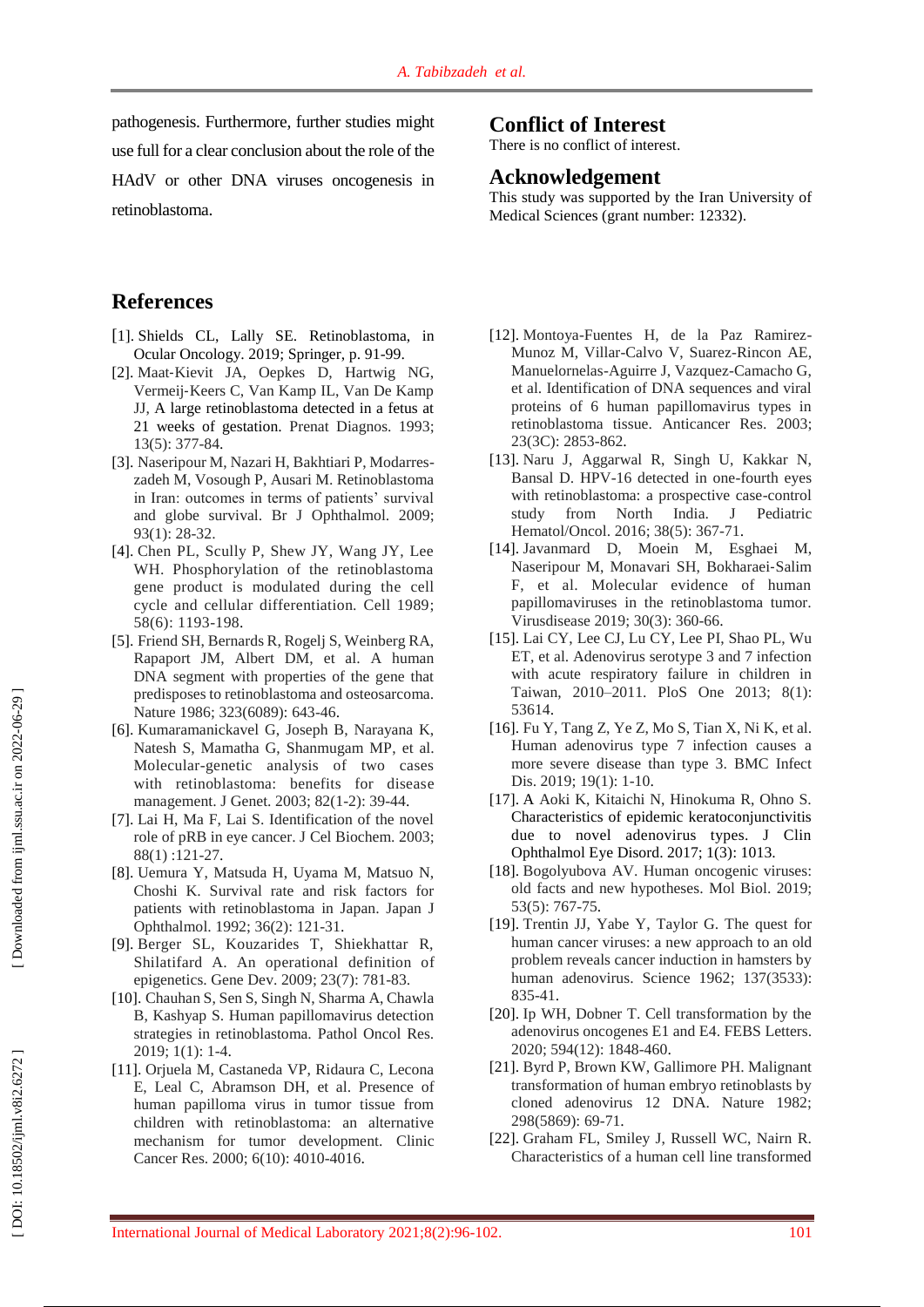pathogenesis. Furthermore, further studies might use full for a clear conclusion about the role of the HAdV or other DNA viruses oncogenesis in retinoblastoma.

## Conflict of Interest

There is no conflict of interest.

## Acknowledgement

This study was supported by the Iran University of Medical Sciences (grant number: 12332).

## References

[1]. Shields CL, Lally SE. Retinoblastoma, in Ocular Oncology. 2019; Springer, p. 91-99.

[2]. Maat‐Kievit JA, Oepkes D, Hartwig NG, Vermeij‐Keers C, Van Kamp IL, Van De Kamp JJ, A large retinoblastoma detected in a fetus at 21 weeks of gestation. Prenat Diagnos. 1993; 13(5): 377-84.

[3]. Naseripour M, Nazari H, Bakhtiari P, Modarres-zadeh M, Vosough P, Ausari M. Retinoblastoma in Iran: outcomes in terms of patients' survival and globe survival. Br J Ophthalmol. 2009; 93(1): 28-32.

[4]. Chen PL, Scully P, Shew JY, Wang JY, Lee WH. Phosphorylation of the retinoblastoma gene product is modulated during the cell cycle and cellular differentiation. Cell 1989; 58(6): 1193-198.

[5]. Friend SH, Bernards R, Rogelj S, Weinberg RA, Rapaport JM, Albert DM, et al. A human DNA segment with properties of the gene that predisposes to retinoblastoma and osteosarcoma. Nature 1986; 323(6089): 643-46.

[6]. Kumaramanickavel G, Joseph B, Narayana K, Natesh S, Mamatha G, Shanmugam MP, et al. Molecular-genetic analysis of two cases with retinoblastoma: benefits for disease management. J Genet. 2003; 82(1-2): 39-44.

[7]. Lai H, Ma F, Lai S. Identification of the novel role of pRB in eye cancer. J Cel Biochem. 2003; 88(1) :121-27.

[8]. Uemura Y, Matsuda H, Uyama M, Matsuo N, Choshi K. Survival rate and risk factors for patients with retinoblastoma in Japan. Japan J Ophthalmol. 1992; 36(2): 121-31.

[9]. Berger SL, Kouzarides T, Shiekhattar R, Shilatifard A. An operational definition of epigenetics. Gene Dev. 2009; 23(7): 781-83.

[10]. Chauhan S, Sen S, Singh N, Sharma A, Chawla B, Kashyap S. Human papillomavirus detection strategies in retinoblastoma. Pathol Oncol Res. 2019; 1(1): 1-4.

[11]. Orjuela M, Castaneda VP, Ridaura C, Lecona E, Leal C, Abramson DH, et al. Presence of human papilloma virus in tumor tissue from children with retinoblastoma: an alternative mechanism for tumor development. Clinic Cancer Res. 2000; 6(10): 4010-4016.

[12]. Montoya-Fuentes H, de la Paz Ramirez-Munoz M, Villar-Calvo V, Suarez-Rincon AE, Manuelornelas-Aguirre J, Vazquez-Camacho G, et al. Identification of DNA sequences and viral proteins of 6 human papillomavirus types in retinoblastoma tissue. Anticancer Res. 2003; 23(3C): 2853-862.

[13]. Naru J, Aggarwal R, Singh U, Kakkar N, Bansal D. HPV-16 detected in one-fourth eyes with retinoblastoma: a prospective case-control study from North India. J Pediatric Hematol/Oncol. 2016; 38(5): 367-71.

[14]. Javanmard D, Moein M, Esghaei M, Naseripour M, Monavari SH, Bokharaei‑Salim F, et al. Molecular evidence of human papillomaviruses in the retinoblastoma tumor. Virusdisease 2019; 30(3): 360-66.

[15]. Lai CY, Lee CJ, Lu CY, Lee PI, Shao PL, Wu ET, et al. Adenovirus serotype 3 and 7 infection with acute respiratory failure in children in Taiwan, 2010–2011. PloS One 2013; 8(1): 53614.

[16]. Fu Y, Tang Z, Ye Z, Mo S, Tian X, Ni K, et al. Human adenovirus type 7 infection causes a more severe disease than type 3. BMC Infect Dis. 2019; 19(1): 1-10.

[17]. A Aoki K, Kitaichi N, Hinokuma R, Ohno S. Characteristics of epidemic keratoconjunctivitis due to novel adenovirus types. J Clin Ophthalmol Eye Disord. 2017; 1(3): 1013.

[18]. Bogolyubova AV. Human oncogenic viruses: old facts and new hypotheses. Mol Biol. 2019; 53(5): 767-75.

[19]. Trentin JJ, Yabe Y, Taylor G. The quest for human cancer viruses: a new approach to an old problem reveals cancer induction in hamsters by human adenovirus. Science 1962; 137(3533): 835-41.

[20]. Ip WH, Dobner T. Cell transformation by the adenovirus oncogenes E1 and E4. FEBS Letters. 2020; 594(12): 1848-460.

[21]. Byrd P, Brown KW, Gallimore PH. Malignant transformation of human embryo retinoblasts by cloned adenovirus 12 DNA. Nature 1982; 298(5869): 69-71.

[22]. Graham FL, Smiley J, Russell WC, Nairn R. Characteristics of a human cell line transformed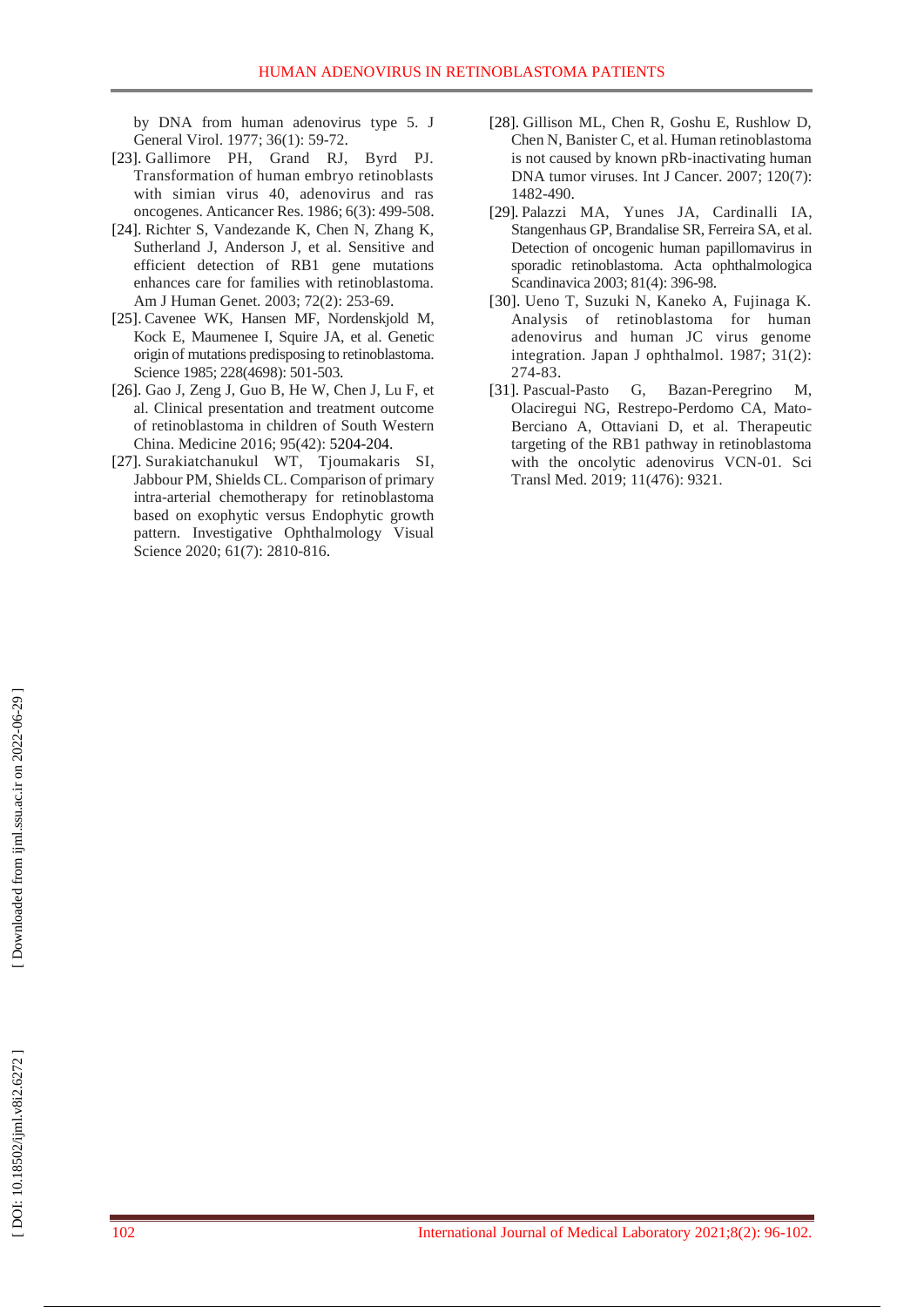by DNA from human adenovirus type 5. J General Virol. 1977; 36(1): 59-72.

[23]. Gallimore PH, Grand RJ, Byrd PJ. Transformation of human embryo retinoblasts with simian virus 40, adenovirus and ras oncogenes. Anticancer Res. 1986; 6(3): 499-508.

[24]. Richter S, Vandezande K, Chen N, Zhang K, Sutherland J, Anderson J, et al. Sensitive and efficient detection of RB1 gene mutations enhances care for families with retinoblastoma. Am J Human Genet. 2003; 72(2): 253-69.

[25]. Cavenee WK, Hansen MF, Nordenskjold M, Kock E, Maumenee I, Squire JA, et al. Genetic origin of mutations predisposing to retinoblastoma. Science 1985; 228(4698): 501-503.

[26]. Gao J, Zeng J, Guo B, He W, Chen J, Lu F, et al. Clinical presentation and treatment outcome of retinoblastoma in children of South Western China. Medicine 2016; 95(42): 5204-204.

[27]. Surakiatchanukul WT, Tjoumakaris SI, Jabbour PM, Shields CL. Comparison of primary intra-arterial chemotherapy for retinoblastoma based on exophytic versus Endophytic growth pattern. Investigative Ophthalmology Visual Science 2020; 61(7): 2810-816.

[28]. Gillison ML, Chen R, Goshu E, Rushlow D, Chen N, Banister C, et al. Human retinoblastoma is not caused by known pRb-inactivating human DNA tumor viruses. Int J Cancer. 2007; 120(7): 1482-490.

[29]. Palazzi MA, Yunes JA, Cardinalli IA, Stangenhaus GP, Brandalise SR, Ferreira SA, et al. Detection of oncogenic human papillomavirus in sporadic retinoblastoma. Acta ophthalmologica Scandinavica 2003; 81(4): 396-98.

[30]. Ueno T, Suzuki N, Kaneko A, Fujinaga K. Analysis of retinoblastoma for human adenovirus and human JC virus genome integration. Japan J ophthalmol. 1987; 31(2): 274-83.

[31]. Pascual-Pasto G, Bazan-Peregrino M, Olaciregui NG, Restrepo-Perdomo CA, Mato-Berciano A, Ottaviani D, et al. Therapeutic targeting of the RB1 pathway in retinoblastoma with the oncolytic adenovirus VCN-01. Sci Transl Med. 2019; 11(476): 9321.